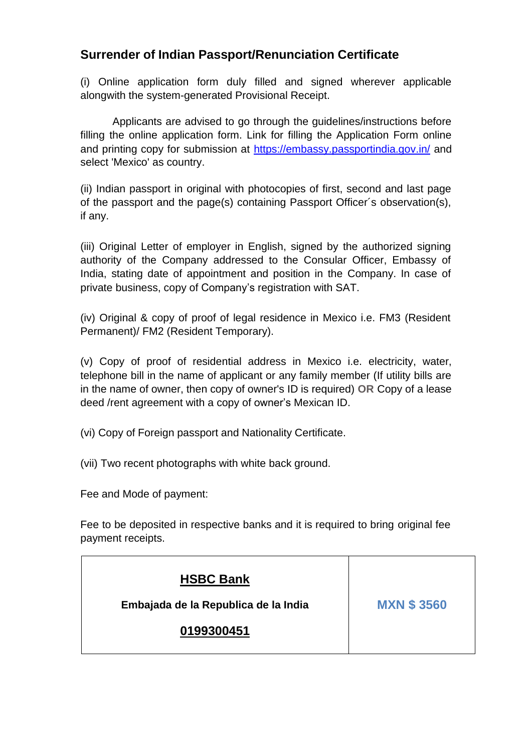## Surrender of Indian Passport/Renunciation Certificate

(i) Online application form duly filled and signed wherever applicable alongwith the system-generated Provisional Receipt.

Applicants are advised to go through the guidelines/instructions before filling the online application form. Link for filling the Application Form online and printing copy for submission at [https://embassy.passportindia.gov.in/](https://embassy.passportindia.gov.in/) and select 'Mexico' as country.

(ii) Indian passport in original with photocopies of first, second and last page of the passport and the page(s) containing Passport Officer´s observation(s), if any.

(iii) Original Letter of employer in English, signed by the authorized signing authority of the Company addressed to the Consular Officer, Embassy of India, stating date of appointment and position in the Company. In case of private business, copy of Company's registration with SAT.

(iv) Original & copy of proof of legal residence in Mexico i.e. FM3 (Resident Permanent)/ FM2 (Resident Temporary).

(v) Copy of proof of residential address in Mexico i.e. electricity, water, telephone bill in the name of applicant or any family member (If utility bills are in the name of owner, then copy of owner's ID is required) **OR** Copy of a lease deed /rent agreement with a copy of owner's Mexican ID.

(vi) Copy of Foreign passport and Nationality Certificate.

(vii) Two recent photographs with white back ground.

Fee and Mode of payment:

Fee to be deposited in respective banks and it is required to bring original fee payment receipts.

| **HSBC Bank**<br>**Embajada de la Republica de la India**<br>**0199300451** | **MXN $ 3560** |
|---|---|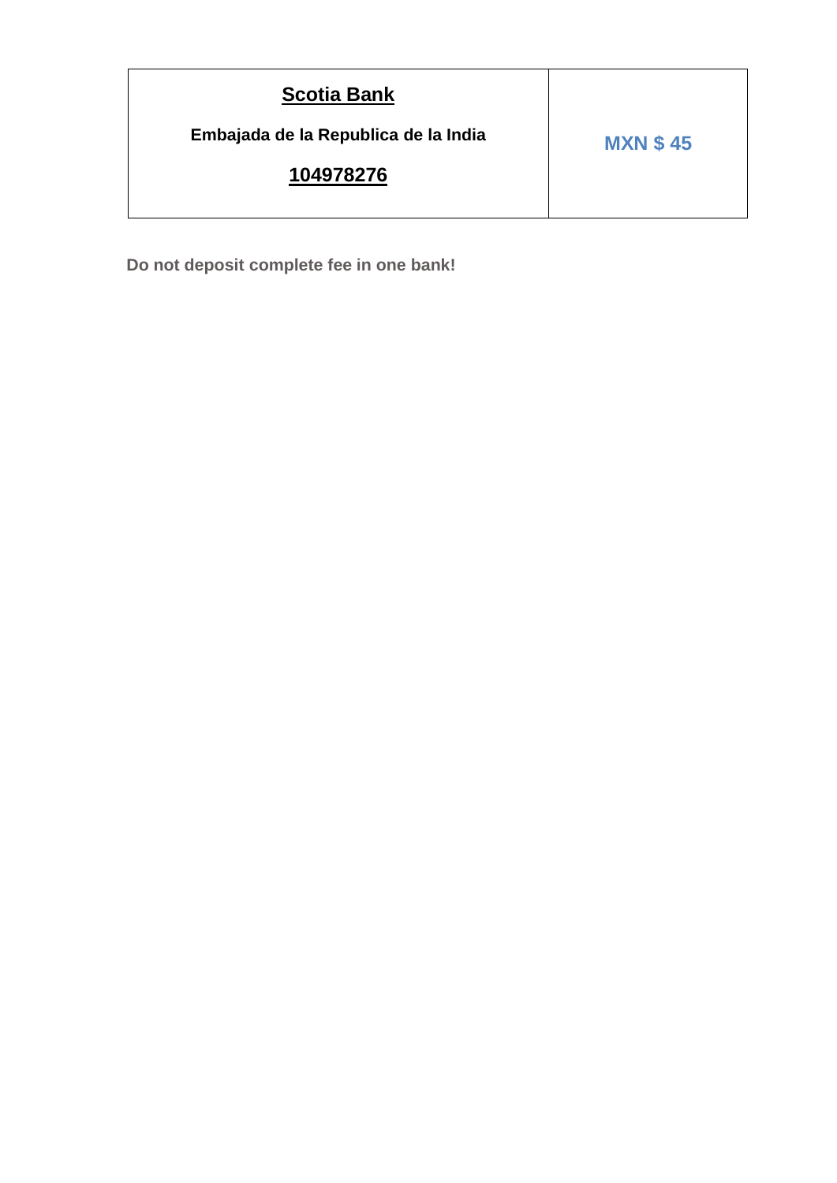| | |
|---|---|
| **Scotia Bank**<br>**Embajada de la Republica de la India**<br>**104978276** | **MXN $ 45** |

**Do not deposit complete fee in one bank!**